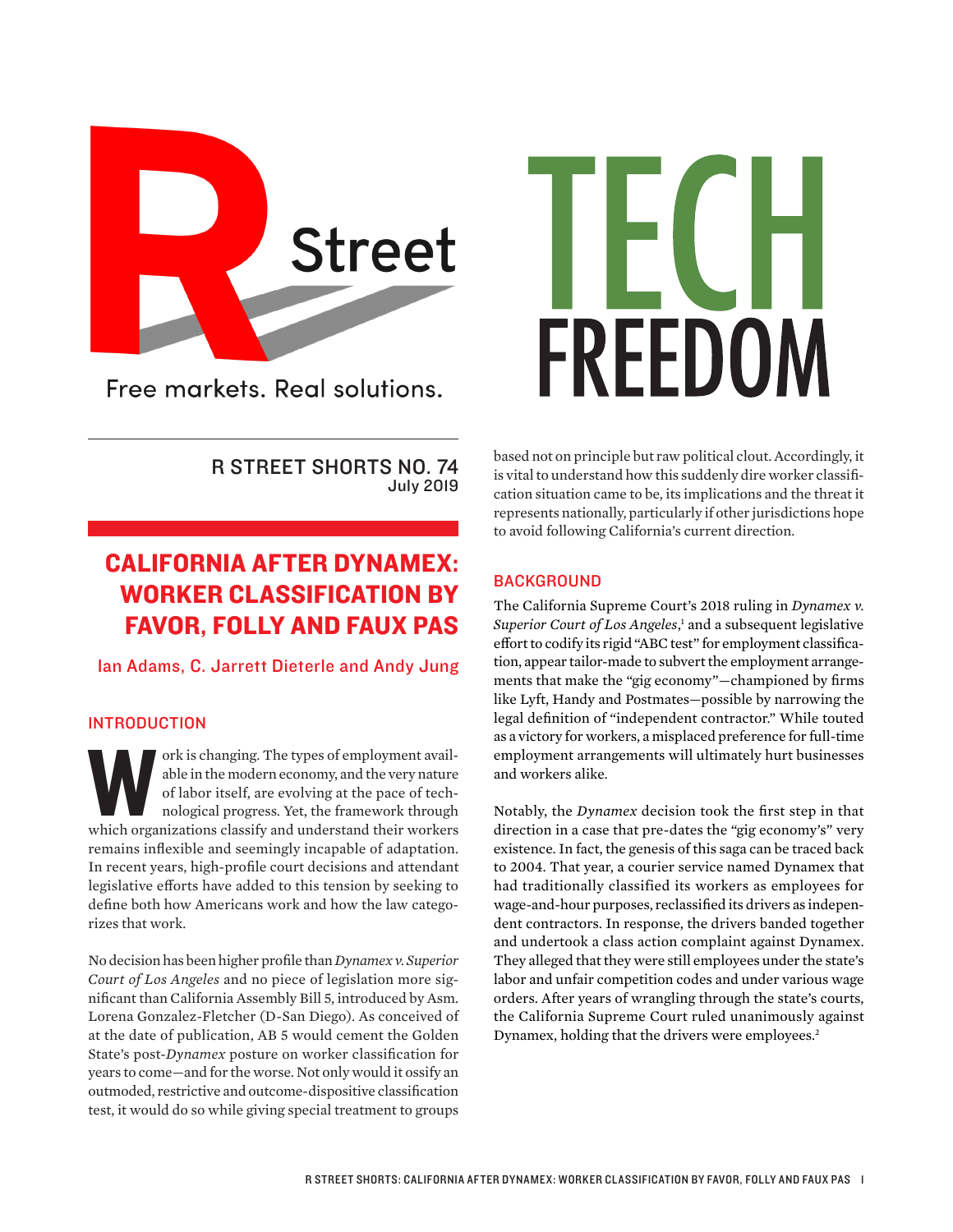R Street

Free markets. Real solutions.

TECH FREEDOM

R STREET SHORTS NO. 74
July 2019

# CALIFORNIA AFTER DYNAMEX: WORKER CLASSIFICATION BY FAVOR, FOLLY AND FAUX PAS

Ian Adams, C. Jarrett Dieterle and Andy Jung

## INTRODUCTION

Work is changing. The types of employment available in the modern economy, and the very nature of labor itself, are evolving at the pace of technological progress. Yet, the framework through which organizations classify and understand their workers remains inflexible and seemingly incapable of adaptation. In recent years, high-profile court decisions and attendant legislative efforts have added to this tension by seeking to define both how Americans work and how the law categorizes that work.

No decision has been higher profile than *Dynamex v. Superior Court of Los Angeles* and no piece of legislation more significant than California Assembly Bill 5, introduced by Asm. Lorena Gonzalez-Fletcher (D-San Diego). As conceived of at the date of publication, AB 5 would cement the Golden State's post-*Dynamex* posture on worker classification for years to come—and for the worse. Not only would it ossify an outmoded, restrictive and outcome-dispositive classification test, it would do so while giving special treatment to groups based not on principle but raw political clout. Accordingly, it is vital to understand how this suddenly dire worker classification situation came to be, its implications and the threat it represents nationally, particularly if other jurisdictions hope to avoid following California's current direction.

## BACKGROUND

The California Supreme Court's 2018 ruling in *Dynamex v. Superior Court of Los Angeles*,[1] and a subsequent legislative effort to codify its rigid "ABC test" for employment classification, appear tailor-made to subvert the employment arrangements that make the "gig economy"—championed by firms like Lyft, Handy and Postmates—possible by narrowing the legal definition of "independent contractor." While touted as a victory for workers, a misplaced preference for full-time employment arrangements will ultimately hurt businesses and workers alike.

Notably, the *Dynamex* decision took the first step in that direction in a case that pre-dates the "gig economy's" very existence. In fact, the genesis of this saga can be traced back to 2004. That year, a courier service named Dynamex that had traditionally classified its workers as employees for wage-and-hour purposes, reclassified its drivers as independent contractors. In response, the drivers banded together and undertook a class action complaint against Dynamex. They alleged that they were still employees under the state's labor and unfair competition codes and under various wage orders. After years of wrangling through the state's courts, the California Supreme Court ruled unanimously against Dynamex, holding that the drivers were employees.[2]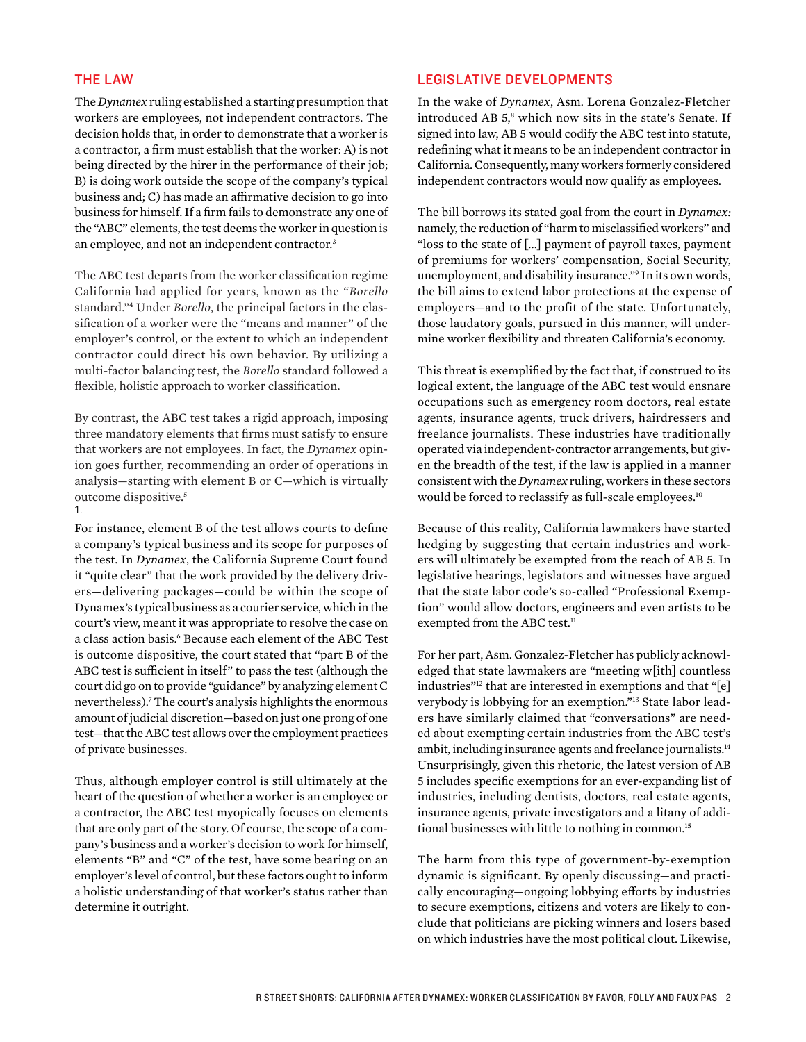## THE LAW

The *Dynamex* ruling established a starting presumption that workers are employees, not independent contractors. The decision holds that, in order to demonstrate that a worker is a contractor, a firm must establish that the worker: A) is not being directed by the hirer in the performance of their job; B) is doing work outside the scope of the company's typical business and; C) has made an affirmative decision to go into business for himself. If a firm fails to demonstrate any one of the "ABC" elements, the test deems the worker in question is an employee, and not an independent contractor.[3]

The ABC test departs from the worker classification regime California had applied for years, known as the "*Borello* standard."[4] Under *Borello*, the principal factors in the classification of a worker were the "means and manner" of the employer's control, or the extent to which an independent contractor could direct his own behavior. By utilizing a multi-factor balancing test, the *Borello* standard followed a flexible, holistic approach to worker classification.

By contrast, the ABC test takes a rigid approach, imposing three mandatory elements that firms must satisfy to ensure that workers are not employees. In fact, the *Dynamex* opinion goes further, recommending an order of operations in analysis—starting with element B or C—which is virtually outcome dispositive.[5]

1.

For instance, element B of the test allows courts to define a company's typical business and its scope for purposes of the test. In *Dynamex*, the California Supreme Court found it "quite clear" that the work provided by the delivery drivers—delivering packages—could be within the scope of Dynamex's typical business as a courier service, which in the court's view, meant it was appropriate to resolve the case on a class action basis.[6] Because each element of the ABC Test is outcome dispositive, the court stated that "part B of the ABC test is sufficient in itself" to pass the test (although the court did go on to provide "guidance" by analyzing element C nevertheless).[7] The court's analysis highlights the enormous amount of judicial discretion—based on just one prong of one test—that the ABC test allows over the employment practices of private businesses.

Thus, although employer control is still ultimately at the heart of the question of whether a worker is an employee or a contractor, the ABC test myopically focuses on elements that are only part of the story. Of course, the scope of a company's business and a worker's decision to work for himself, elements "B" and "C" of the test, have some bearing on an employer's level of control, but these factors ought to inform a holistic understanding of that worker's status rather than determine it outright.

## LEGISLATIVE DEVELOPMENTS

In the wake of *Dynamex*, Asm. Lorena Gonzalez-Fletcher introduced AB 5,[8] which now sits in the state's Senate. If signed into law, AB 5 would codify the ABC test into statute, redefining what it means to be an independent contractor in California. Consequently, many workers formerly considered independent contractors would now qualify as employees.

The bill borrows its stated goal from the court in *Dynamex:* namely, the reduction of "harm to misclassified workers" and "loss to the state of [...] payment of payroll taxes, payment of premiums for workers' compensation, Social Security, unemployment, and disability insurance."[9] In its own words, the bill aims to extend labor protections at the expense of employers—and to the profit of the state. Unfortunately, those laudatory goals, pursued in this manner, will undermine worker flexibility and threaten California's economy.

This threat is exemplified by the fact that, if construed to its logical extent, the language of the ABC test would ensnare occupations such as emergency room doctors, real estate agents, insurance agents, truck drivers, hairdressers and freelance journalists. These industries have traditionally operated via independent-contractor arrangements, but given the breadth of the test, if the law is applied in a manner consistent with the *Dynamex* ruling, workers in these sectors would be forced to reclassify as full-scale employees.[10]

Because of this reality, California lawmakers have started hedging by suggesting that certain industries and workers will ultimately be exempted from the reach of AB 5. In legislative hearings, legislators and witnesses have argued that the state labor code's so-called "Professional Exemption" would allow doctors, engineers and even artists to be exempted from the ABC test.[11]

For her part, Asm. Gonzalez-Fletcher has publicly acknowledged that state lawmakers are "meeting w[ith] countless industries"[12] that are interested in exemptions and that "[e]verybody is lobbying for an exemption."[13] State labor leaders have similarly claimed that "conversations" are needed about exempting certain industries from the ABC test's ambit, including insurance agents and freelance journalists.[14] Unsurprisingly, given this rhetoric, the latest version of AB 5 includes specific exemptions for an ever-expanding list of industries, including dentists, doctors, real estate agents, insurance agents, private investigators and a litany of additional businesses with little to nothing in common.[15]

The harm from this type of government-by-exemption dynamic is significant. By openly discussing—and practically encouraging—ongoing lobbying efforts by industries to secure exemptions, citizens and voters are likely to conclude that politicians are picking winners and losers based on which industries have the most political clout. Likewise,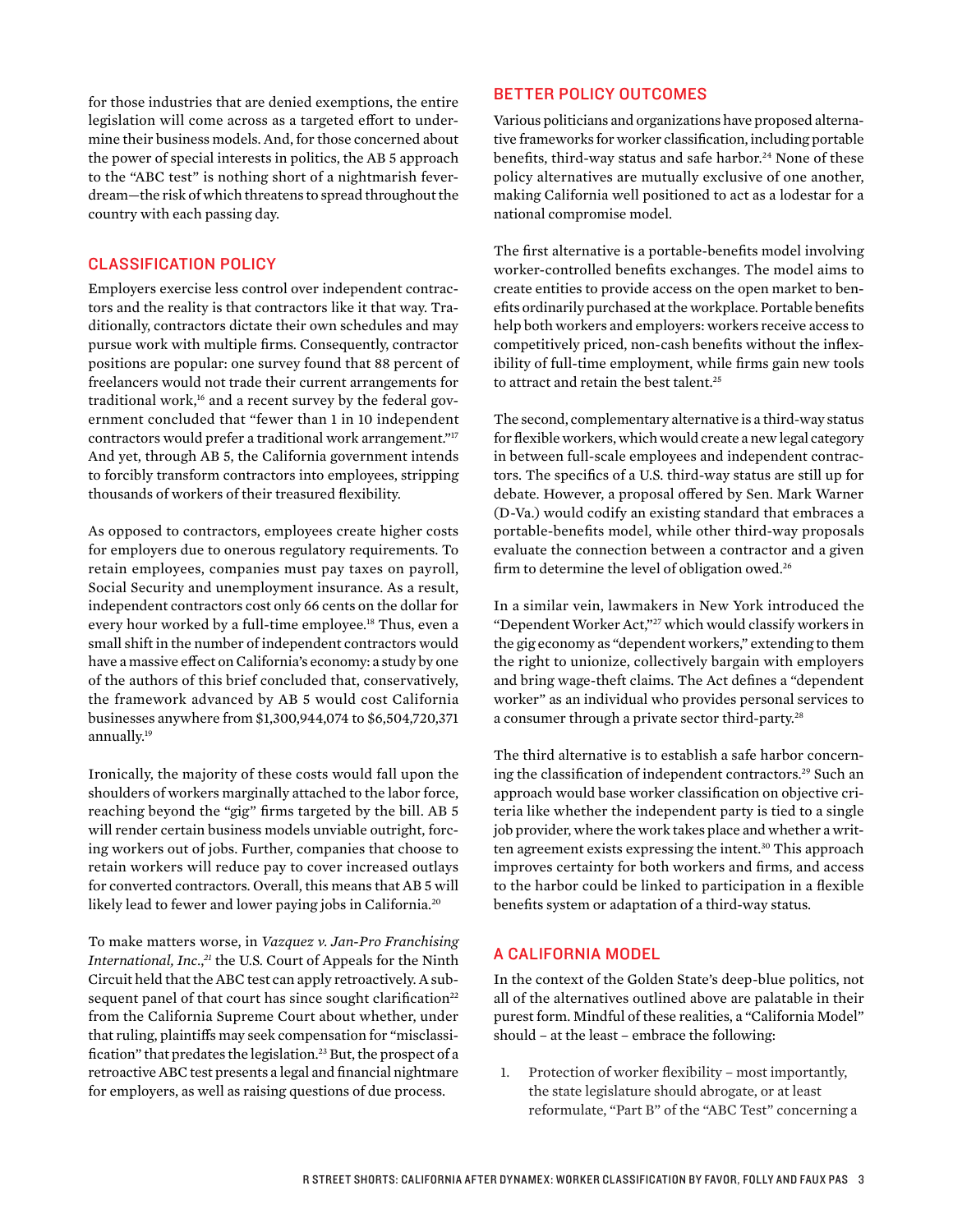for those industries that are denied exemptions, the entire legislation will come across as a targeted effort to undermine their business models. And, for those concerned about the power of special interests in politics, the AB 5 approach to the "ABC test" is nothing short of a nightmarish feverdream—the risk of which threatens to spread throughout the country with each passing day.

## CLASSIFICATION POLICY

Employers exercise less control over independent contractors and the reality is that contractors like it that way. Traditionally, contractors dictate their own schedules and may pursue work with multiple firms. Consequently, contractor positions are popular: one survey found that 88 percent of freelancers would not trade their current arrangements for traditional work,[16] and a recent survey by the federal government concluded that "fewer than 1 in 10 independent contractors would prefer a traditional work arrangement."[17] And yet, through AB 5, the California government intends to forcibly transform contractors into employees, stripping thousands of workers of their treasured flexibility.

As opposed to contractors, employees create higher costs for employers due to onerous regulatory requirements. To retain employees, companies must pay taxes on payroll, Social Security and unemployment insurance. As a result, independent contractors cost only 66 cents on the dollar for every hour worked by a full-time employee.[18] Thus, even a small shift in the number of independent contractors would have a massive effect on California's economy: a study by one of the authors of this brief concluded that, conservatively, the framework advanced by AB 5 would cost California businesses anywhere from $1,300,944,074 to $6,504,720,371 annually.[19]

Ironically, the majority of these costs would fall upon the shoulders of workers marginally attached to the labor force, reaching beyond the "gig" firms targeted by the bill. AB 5 will render certain business models unviable outright, forcing workers out of jobs. Further, companies that choose to retain workers will reduce pay to cover increased outlays for converted contractors. Overall, this means that AB 5 will likely lead to fewer and lower paying jobs in California.[20]

To make matters worse, in *Vazquez v. Jan-Pro Franchising International, Inc.*,[21] the U.S. Court of Appeals for the Ninth Circuit held that the ABC test can apply retroactively. A subsequent panel of that court has since sought clarification[22] from the California Supreme Court about whether, under that ruling, plaintiffs may seek compensation for "misclassification" that predates the legislation.[23] But, the prospect of a retroactive ABC test presents a legal and financial nightmare for employers, as well as raising questions of due process.

## BETTER POLICY OUTCOMES

Various politicians and organizations have proposed alternative frameworks for worker classification, including portable benefits, third-way status and safe harbor.[24] None of these policy alternatives are mutually exclusive of one another, making California well positioned to act as a lodestar for a national compromise model.

The first alternative is a portable-benefits model involving worker-controlled benefits exchanges. The model aims to create entities to provide access on the open market to benefits ordinarily purchased at the workplace. Portable benefits help both workers and employers: workers receive access to competitively priced, non-cash benefits without the inflexibility of full-time employment, while firms gain new tools to attract and retain the best talent.[25]

The second, complementary alternative is a third-way status for flexible workers, which would create a new legal category in between full-scale employees and independent contractors. The specifics of a U.S. third-way status are still up for debate. However, a proposal offered by Sen. Mark Warner (D-Va.) would codify an existing standard that embraces a portable-benefits model, while other third-way proposals evaluate the connection between a contractor and a given firm to determine the level of obligation owed.[26]

In a similar vein, lawmakers in New York introduced the "Dependent Worker Act,"[27] which would classify workers in the gig economy as "dependent workers," extending to them the right to unionize, collectively bargain with employers and bring wage-theft claims. The Act defines a "dependent worker" as an individual who provides personal services to a consumer through a private sector third-party.[28]

The third alternative is to establish a safe harbor concerning the classification of independent contractors.[29] Such an approach would base worker classification on objective criteria like whether the independent party is tied to a single job provider, where the work takes place and whether a written agreement exists expressing the intent.[30] This approach improves certainty for both workers and firms, and access to the harbor could be linked to participation in a flexible benefits system or adaptation of a third-way status.

## A CALIFORNIA MODEL

In the context of the Golden State's deep-blue politics, not all of the alternatives outlined above are palatable in their purest form. Mindful of these realities, a "California Model" should – at the least – embrace the following:

1. Protection of worker flexibility – most importantly, the state legislature should abrogate, or at least reformulate, "Part B" of the "ABC Test" concerning a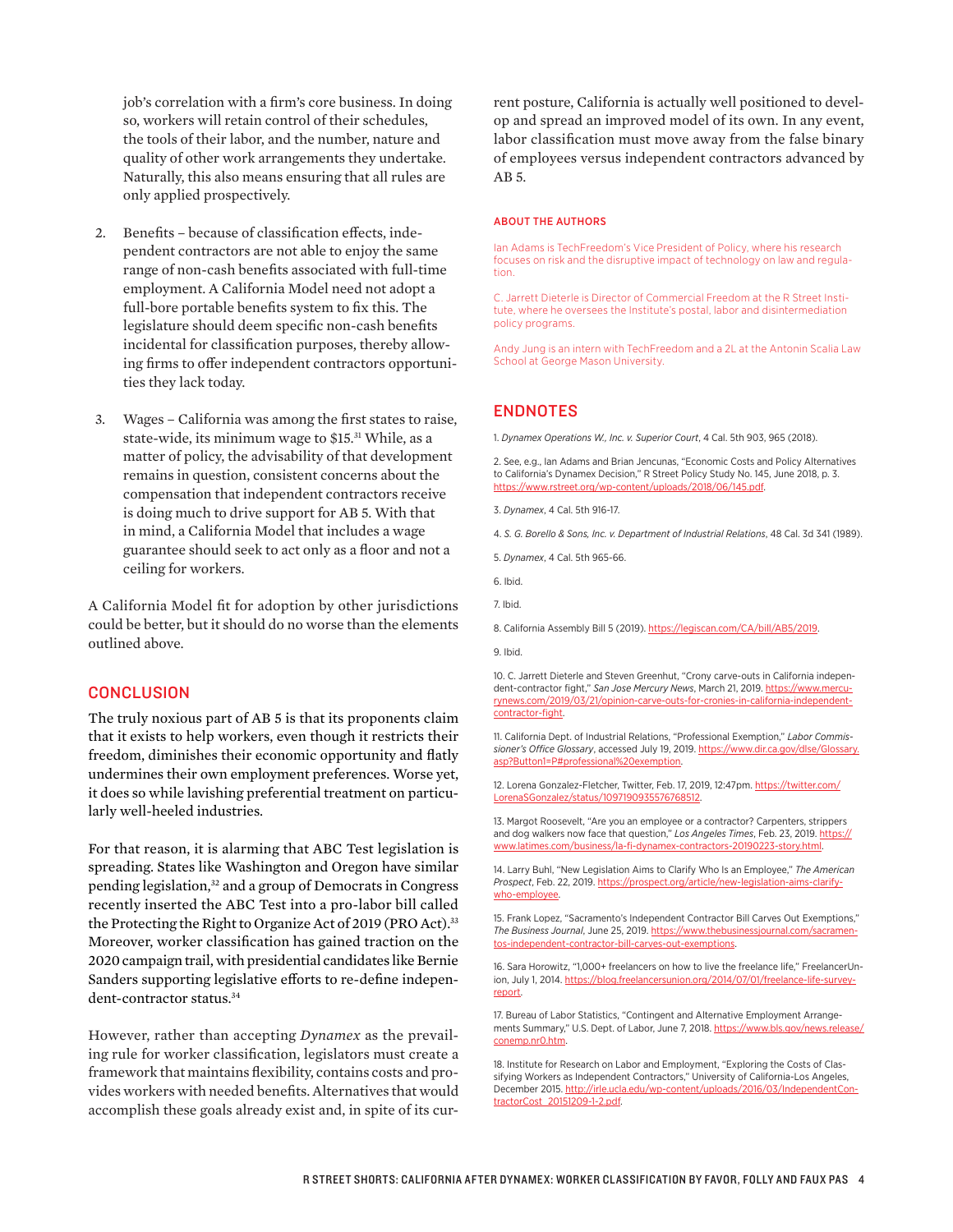job's correlation with a firm's core business. In doing so, workers will retain control of their schedules, the tools of their labor, and the number, nature and quality of other work arrangements they undertake. Naturally, this also means ensuring that all rules are only applied prospectively.

2. Benefits – because of classification effects, independent contractors are not able to enjoy the same range of non-cash benefits associated with full-time employment. A California Model need not adopt a full-bore portable benefits system to fix this. The legislature should deem specific non-cash benefits incidental for classification purposes, thereby allowing firms to offer independent contractors opportunities they lack today.

3. Wages – California was among the first states to raise, state-wide, its minimum wage to $15.[31] While, as a matter of policy, the advisability of that development remains in question, consistent concerns about the compensation that independent contractors receive is doing much to drive support for AB 5. With that in mind, a California Model that includes a wage guarantee should seek to act only as a floor and not a ceiling for workers.

A California Model fit for adoption by other jurisdictions could be better, but it should do no worse than the elements outlined above.

## CONCLUSION

The truly noxious part of AB 5 is that its proponents claim that it exists to help workers, even though it restricts their freedom, diminishes their economic opportunity and flatly undermines their own employment preferences. Worse yet, it does so while lavishing preferential treatment on particularly well-heeled industries.

For that reason, it is alarming that ABC Test legislation is spreading. States like Washington and Oregon have similar pending legislation,[32] and a group of Democrats in Congress recently inserted the ABC Test into a pro-labor bill called the Protecting the Right to Organize Act of 2019 (PRO Act).[33] Moreover, worker classification has gained traction on the 2020 campaign trail, with presidential candidates like Bernie Sanders supporting legislative efforts to re-define independent-contractor status.[34]

However, rather than accepting *Dynamex* as the prevailing rule for worker classification, legislators must create a framework that maintains flexibility, contains costs and provides workers with needed benefits. Alternatives that would accomplish these goals already exist and, in spite of its current posture, California is actually well positioned to develop and spread an improved model of its own. In any event, labor classification must move away from the false binary of employees versus independent contractors advanced by AB 5.

### ABOUT THE AUTHORS

Ian Adams is TechFreedom's Vice President of Policy, where his research focuses on risk and the disruptive impact of technology on law and regulation.

C. Jarrett Dieterle is Director of Commercial Freedom at the R Street Institute, where he oversees the Institute's postal, labor and disintermediation policy programs.

Andy Jung is an intern with TechFreedom and a 2L at the Antonin Scalia Law School at George Mason University.

## ENDNOTES

1. *Dynamex Operations W., Inc. v. Superior Court*, 4 Cal. 5th 903, 965 (2018).

2. See, e.g., Ian Adams and Brian Jencunas, "Economic Costs and Policy Alternatives to California's Dynamex Decision," R Street Policy Study No. 145, June 2018, p. 3. https://www.rstreet.org/wp-content/uploads/2018/06/145.pdf.

3. *Dynamex*, 4 Cal. 5th 916-17.

4. *S. G. Borello & Sons, Inc. v. Department of Industrial Relations*, 48 Cal. 3d 341 (1989).

5. *Dynamex*, 4 Cal. 5th 965-66.

6. Ibid.

7. Ibid.

8. California Assembly Bill 5 (2019). https://legiscan.com/CA/bill/AB5/2019.

9. Ibid.

10. C. Jarrett Dieterle and Steven Greenhut, "Crony carve-outs in California independent-contractor fight," *San Jose Mercury News*, March 21, 2019. https://www.mercurynews.com/2019/03/21/opinion-carve-outs-for-cronies-in-california-independent-contractor-fight.

11. California Dept. of Industrial Relations, "Professional Exemption," *Labor Commissioner's Office Glossary*, accessed July 19, 2019. https://www.dir.ca.gov/dlse/Glossary.asp?Button1=P#professional%20exemption.

12. Lorena Gonzalez-Fletcher, Twitter, Feb. 17, 2019, 12:47pm. https://twitter.com/LorenaSGonzalez/status/1097190935576768512.

13. Margot Roosevelt, "Are you an employee or a contractor? Carpenters, strippers and dog walkers now face that question," *Los Angeles Times*, Feb. 23, 2019. https://www.latimes.com/business/la-fi-dynamex-contractors-20190223-story.html.

14. Larry Buhl, "New Legislation Aims to Clarify Who Is an Employee," *The American Prospect*, Feb. 22, 2019. https://prospect.org/article/new-legislation-aims-clarify-who-employee.

15. Frank Lopez, "Sacramento's Independent Contractor Bill Carves Out Exemptions," *The Business Journal*, June 25, 2019. https://www.thebusinessjournal.com/sacramentos-independent-contractor-bill-carves-out-exemptions.

16. Sara Horowitz, "1,000+ freelancers on how to live the freelance life," FreelancerUnion, July 1, 2014. https://blog.freelancersunion.org/2014/07/01/freelance-life-survey-report.

17. Bureau of Labor Statistics, "Contingent and Alternative Employment Arrangements Summary," U.S. Dept. of Labor, June 7, 2018. https://www.bls.gov/news.release/conemp.nr0.htm.

18. Institute for Research on Labor and Employment, "Exploring the Costs of Classifying Workers as Independent Contractors," University of California-Los Angeles, December 2015. http://irle.ucla.edu/wp-content/uploads/2016/03/IndependentContractorCost_20151209-1-2.pdf.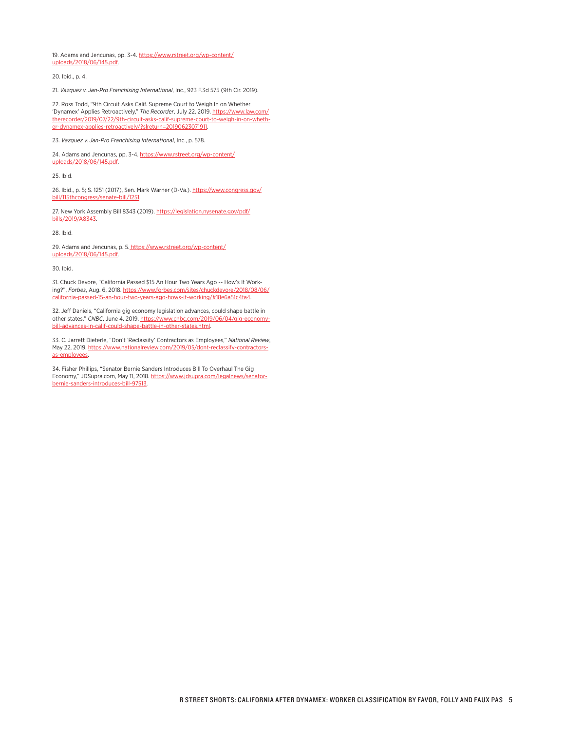19. Adams and Jencunas, pp. 3-4. https://www.rstreet.org/wp-content/uploads/2018/06/145.pdf.

20. Ibid., p. 4.

21. *Vazquez v. Jan-Pro Franchising International*, Inc., 923 F.3d 575 (9th Cir. 2019).

22. Ross Todd, "9th Circuit Asks Calif. Supreme Court to Weigh In on Whether 'Dynamex' Applies Retroactively," *The Recorder*, July 22, 2019. https://www.law.com/therecorder/2019/07/22/9th-circuit-asks-calif-supreme-court-to-weigh-in-on-whether-dynamex-applies-retroactively/?slreturn=20190623071911.

23. *Vazquez v. Jan-Pro Franchising International*, Inc., p. 578.

24. Adams and Jencunas, pp. 3-4. https://www.rstreet.org/wp-content/uploads/2018/06/145.pdf.

25. Ibid.

26. Ibid., p. 5; S. 1251 (2017), Sen. Mark Warner (D-Va.). https://www.congress.gov/bill/115thcongress/senate-bill/1251.

27. New York Assembly Bill 8343 (2019). https://legislation.nysenate.gov/pdf/bills/2019/A8343.

28. Ibid.

29. Adams and Jencunas, p. 5. https://www.rstreet.org/wp-content/uploads/2018/06/145.pdf.

30. Ibid.

31. Chuck Devore, "California Passed $15 An Hour Two Years Ago -- How's It Working?", *Forbes*, Aug. 6, 2018. https://www.forbes.com/sites/chuckdevore/2018/08/06/california-passed-15-an-hour-two-years-ago-hows-it-working/#18e6a51c4fa4.

32. Jeff Daniels, "California gig economy legislation advances, could shape battle in other states," *CNBC*, June 4, 2019. https://www.cnbc.com/2019/06/04/gig-economy-bill-advances-in-calif-could-shape-battle-in-other-states.html.

33. C. Jarrett Dieterle, "Don't 'Reclassify' Contractors as Employees," *National Review*, May 22, 2019. https://www.nationalreview.com/2019/05/dont-reclassify-contractors-as-employees.

34. Fisher Phillips, "Senator Bernie Sanders Introduces Bill To Overhaul The Gig Economy," JDSupra.com, May 11, 2018. https://www.jdsupra.com/legalnews/senator-bernie-sanders-introduces-bill-97513.